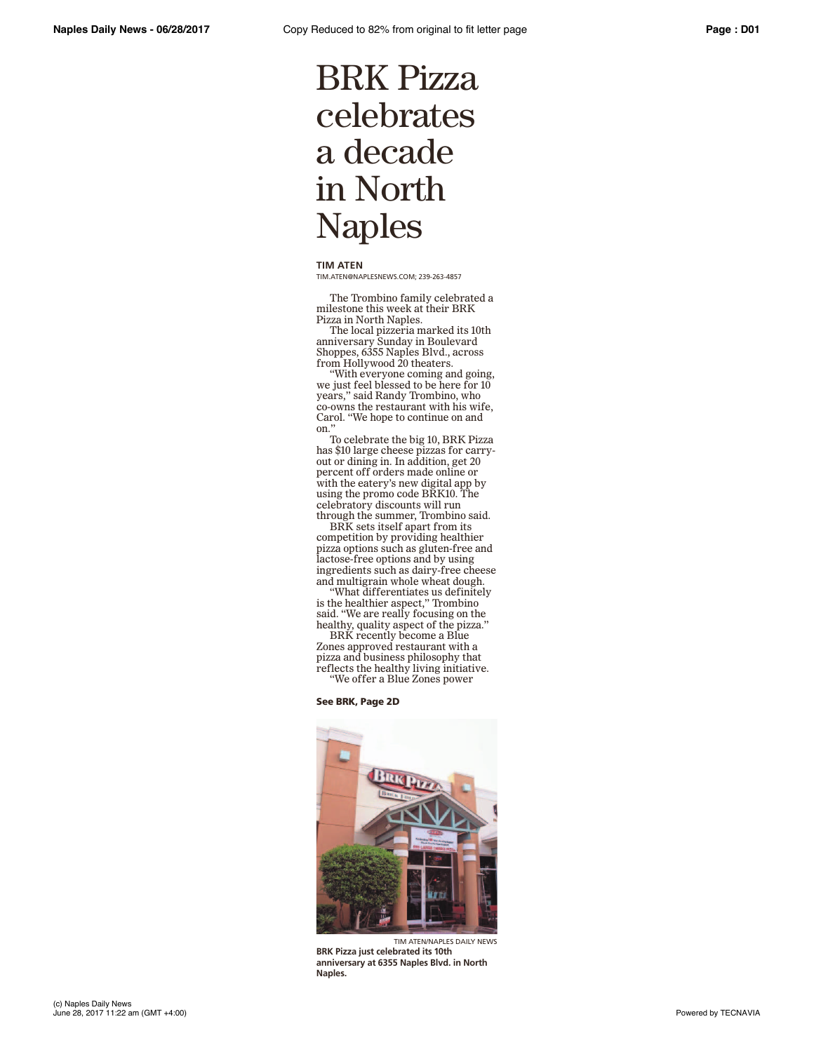# BRK Pizza celebrates a decade in North Naples

**TIM ATEN**
TIM.ATEN@NAPLESNEWS.COM; 239-263-4857

The Trombino family celebrated a milestone this week at their BRK Pizza in North Naples.

The local pizzeria marked its 10th anniversary Sunday in Boulevard Shoppes, 6355 Naples Blvd., across from Hollywood 20 theaters.

"With everyone coming and going, we just feel blessed to be here for 10 years," said Randy Trombino, who co-owns the restaurant with his wife, Carol. "We hope to continue on and on."

To celebrate the big 10, BRK Pizza has $10 large cheese pizzas for carry-out or dining in. In addition, get 20 percent off orders made online or with the eatery's new digital app by using the promo code BRK10. The celebratory discounts will run through the summer, Trombino said.

BRK sets itself apart from its competition by providing healthier pizza options such as gluten-free and lactose-free options and by using ingredients such as dairy-free cheese and multigrain whole wheat dough.

"What differentiates us definitely is the healthier aspect," Trombino said. "We are really focusing on the healthy, quality aspect of the pizza."

BRK recently become a Blue Zones approved restaurant with a pizza and business philosophy that reflects the healthy living initiative.

"We offer a Blue Zones power

**See BRK, Page 2D**

TIM ATEN/NAPLES DAILY NEWS

**BRK Pizza just celebrated its 10th anniversary at 6355 Naples Blvd. in North Naples.**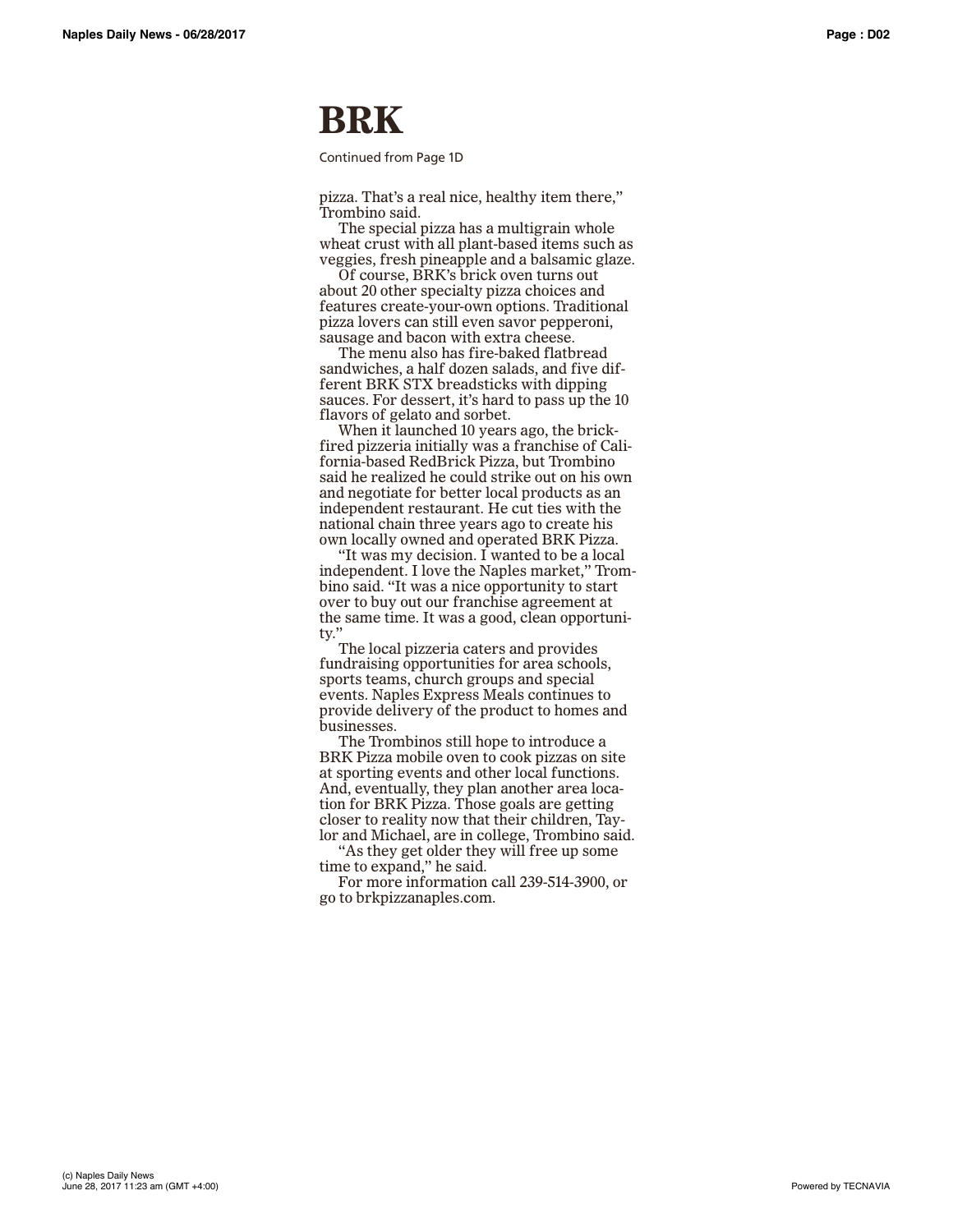# BRK

Continued from Page 1D

pizza. That's a real nice, healthy item there," Trombino said.

The special pizza has a multigrain whole wheat crust with all plant-based items such as veggies, fresh pineapple and a balsamic glaze.

Of course, BRK's brick oven turns out about 20 other specialty pizza choices and features create-your-own options. Traditional pizza lovers can still even savor pepperoni, sausage and bacon with extra cheese.

The menu also has fire-baked flatbread sandwiches, a half dozen salads, and five different BRK STX breadsticks with dipping sauces. For dessert, it's hard to pass up the 10 flavors of gelato and sorbet.

When it launched 10 years ago, the brick-fired pizzeria initially was a franchise of California-based RedBrick Pizza, but Trombino said he realized he could strike out on his own and negotiate for better local products as an independent restaurant. He cut ties with the national chain three years ago to create his own locally owned and operated BRK Pizza.

"It was my decision. I wanted to be a local independent. I love the Naples market," Trombino said. "It was a nice opportunity to start over to buy out our franchise agreement at the same time. It was a good, clean opportunity."

The local pizzeria caters and provides fundraising opportunities for area schools, sports teams, church groups and special events. Naples Express Meals continues to provide delivery of the product to homes and businesses.

The Trombinos still hope to introduce a BRK Pizza mobile oven to cook pizzas on site at sporting events and other local functions. And, eventually, they plan another area location for BRK Pizza. Those goals are getting closer to reality now that their children, Taylor and Michael, are in college, Trombino said.

"As they get older they will free up some time to expand," he said.

For more information call 239-514-3900, or go to brkpizzanaples.com.